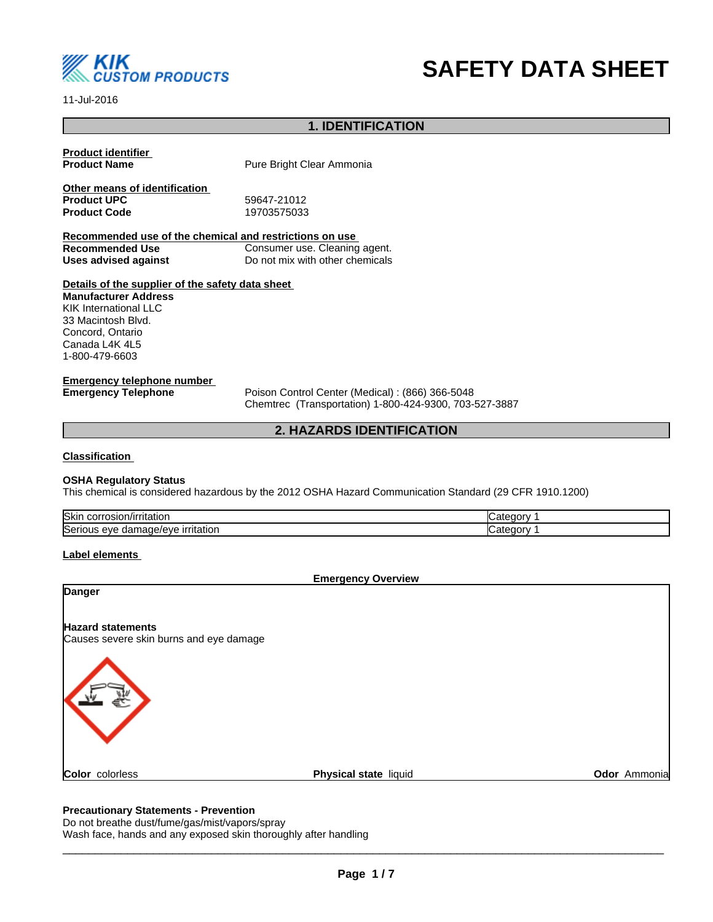KIK CUSTOM PRODUCTS

# SAFETY DATA SHEET

11-Jul-2016

## 1. IDENTIFICATION

**Product identifier**

**Product Name** Pure Bright Clear Ammonia

**Other means of identification**

**Product UPC** 59647-21012

**Product Code** 19703575033

**Recommended use of the chemical and restrictions on use**

**Recommended Use** Consumer use. Cleaning agent.

**Uses advised against** Do not mix with other chemicals

**Details of the supplier of the safety data sheet**

**Manufacturer Address**
KIK International LLC
33 Macintosh Blvd.
Concord, Ontario
Canada L4K 4L5
1-800-479-6603

**Emergency telephone number**

**Emergency Telephone** Poison Control Center (Medical) : (866) 366-5048
Chemtrec (Transportation) 1-800-424-9300, 703-527-3887

## 2. HAZARDS IDENTIFICATION

**Classification**

**OSHA Regulatory Status**
This chemical is considered hazardous by the 2012 OSHA Hazard Communication Standard (29 CFR 1910.1200)

| Hazard | Category |
|---|---|
| Skin corrosion/irritation | Category 1 |
| Serious eye damage/eye irritation | Category 1 |

**Label elements**

**Emergency Overview**

**Danger**

**Hazard statements**
Causes severe skin burns and eye damage

**Color** colorless **Physical state** liquid **Odor** Ammonia

**Precautionary Statements - Prevention**
Do not breathe dust/fume/gas/mist/vapors/spray
Wash face, hands and any exposed skin thoroughly after handling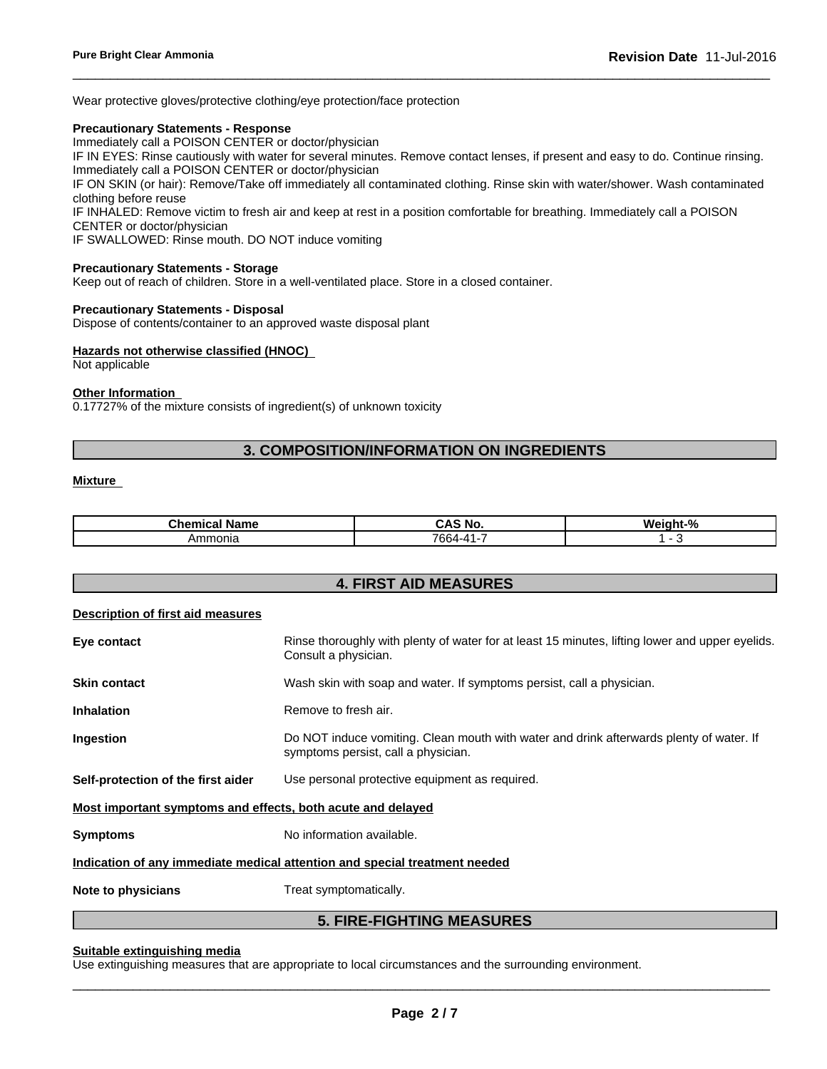Wear protective gloves/protective clothing/eye protection/face protection

**Precautionary Statements - Response**

Immediately call a POISON CENTER or doctor/physician
IF IN EYES: Rinse cautiously with water for several minutes. Remove contact lenses, if present and easy to do. Continue rinsing. Immediately call a POISON CENTER or doctor/physician
IF ON SKIN (or hair): Remove/Take off immediately all contaminated clothing. Rinse skin with water/shower. Wash contaminated clothing before reuse
IF INHALED: Remove victim to fresh air and keep at rest in a position comfortable for breathing. Immediately call a POISON CENTER or doctor/physician
IF SWALLOWED: Rinse mouth. DO NOT induce vomiting

**Precautionary Statements - Storage**

Keep out of reach of children. Store in a well-ventilated place. Store in a closed container.

**Precautionary Statements - Disposal**

Dispose of contents/container to an approved waste disposal plant

**Hazards not otherwise classified (HNOC)**

Not applicable

**Other Information**

0.17727% of the mixture consists of ingredient(s) of unknown toxicity

## 3. COMPOSITION/INFORMATION ON INGREDIENTS

**Mixture**

| Chemical Name | CAS No. | Weight-% |
|---|---|---|
| Ammonia | 7664-41-7 | 1 - 3 |

## 4. FIRST AID MEASURES

**Description of first aid measures**

**Eye contact**
Rinse thoroughly with plenty of water for at least 15 minutes, lifting lower and upper eyelids. Consult a physician.

**Skin contact**
Wash skin with soap and water. If symptoms persist, call a physician.

**Inhalation**
Remove to fresh air.

**Ingestion**
Do NOT induce vomiting. Clean mouth with water and drink afterwards plenty of water. If symptoms persist, call a physician.

**Self-protection of the first aider**
Use personal protective equipment as required.

**Most important symptoms and effects, both acute and delayed**

**Symptoms**
No information available.

**Indication of any immediate medical attention and special treatment needed**

**Note to physicians**
Treat symptomatically.

## 5. FIRE-FIGHTING MEASURES

**Suitable extinguishing media**

Use extinguishing measures that are appropriate to local circumstances and the surrounding environment.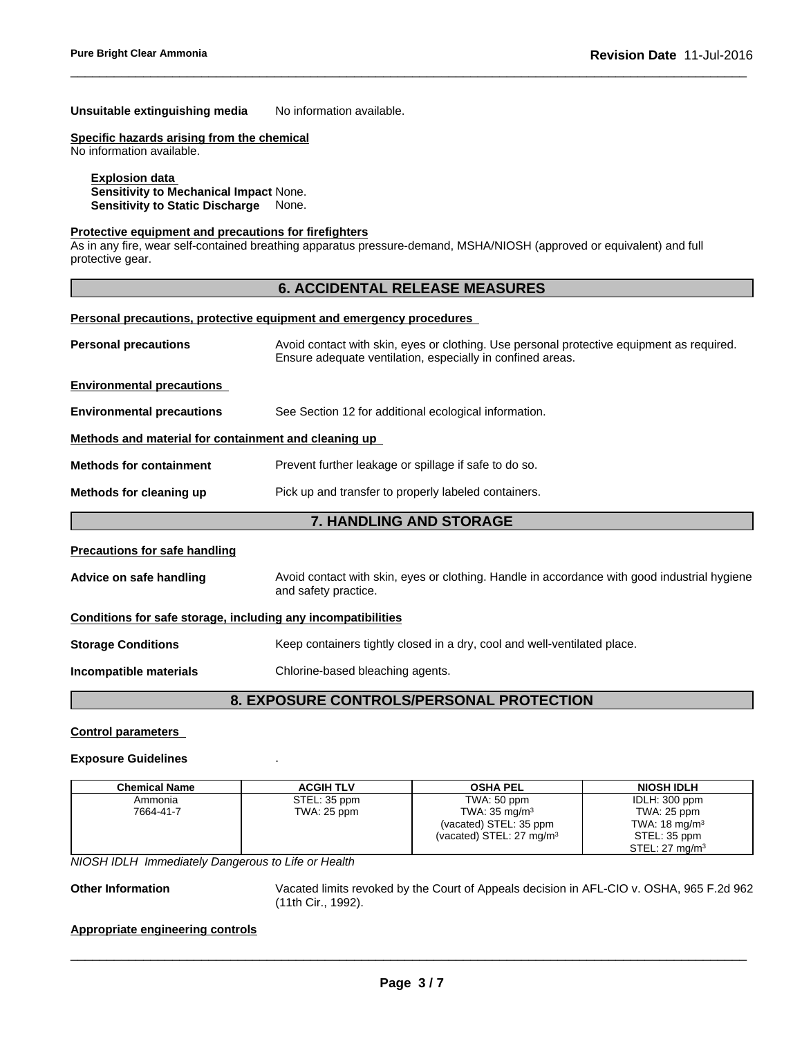**Unsuitable extinguishing media** No information available.

**Specific hazards arising from the chemical**
No information available.

**Explosion data**
**Sensitivity to Mechanical Impact** None.
**Sensitivity to Static Discharge** None.

**Protective equipment and precautions for firefighters**
As in any fire, wear self-contained breathing apparatus pressure-demand, MSHA/NIOSH (approved or equivalent) and full protective gear.

## 6. ACCIDENTAL RELEASE MEASURES

**Personal precautions, protective equipment and emergency procedures**

**Personal precautions** Avoid contact with skin, eyes or clothing. Use personal protective equipment as required. Ensure adequate ventilation, especially in confined areas.

**Environmental precautions**

**Environmental precautions** See Section 12 for additional ecological information.

**Methods and material for containment and cleaning up**

**Methods for containment** Prevent further leakage or spillage if safe to do so.

**Methods for cleaning up** Pick up and transfer to properly labeled containers.

## 7. HANDLING AND STORAGE

**Precautions for safe handling**

**Advice on safe handling** Avoid contact with skin, eyes or clothing. Handle in accordance with good industrial hygiene and safety practice.

**Conditions for safe storage, including any incompatibilities**

**Storage Conditions** Keep containers tightly closed in a dry, cool and well-ventilated place.

**Incompatible materials** Chlorine-based bleaching agents.

## 8. EXPOSURE CONTROLS/PERSONAL PROTECTION

**Control parameters**

**Exposure Guidelines** .

| Chemical Name | ACGIH TLV | OSHA PEL | NIOSH IDLH |
|---|---|---|---|
| Ammonia<br>7664-41-7 | STEL: 35 ppm<br>TWA: 25 ppm | TWA: 50 ppm<br>TWA: 35 mg/m$^3$<br>(vacated) STEL: 35 ppm<br>(vacated) STEL: 27 mg/m$^3$ | IDLH: 300 ppm<br>TWA: 25 ppm<br>TWA: 18 mg/m$^3$<br>STEL: 35 ppm<br>STEL: 27 mg/m$^3$ |

*NIOSH IDLH Immediately Dangerous to Life or Health*

**Other Information** Vacated limits revoked by the Court of Appeals decision in AFL-CIO v. OSHA, 965 F.2d 962 (11th Cir., 1992).

**Appropriate engineering controls**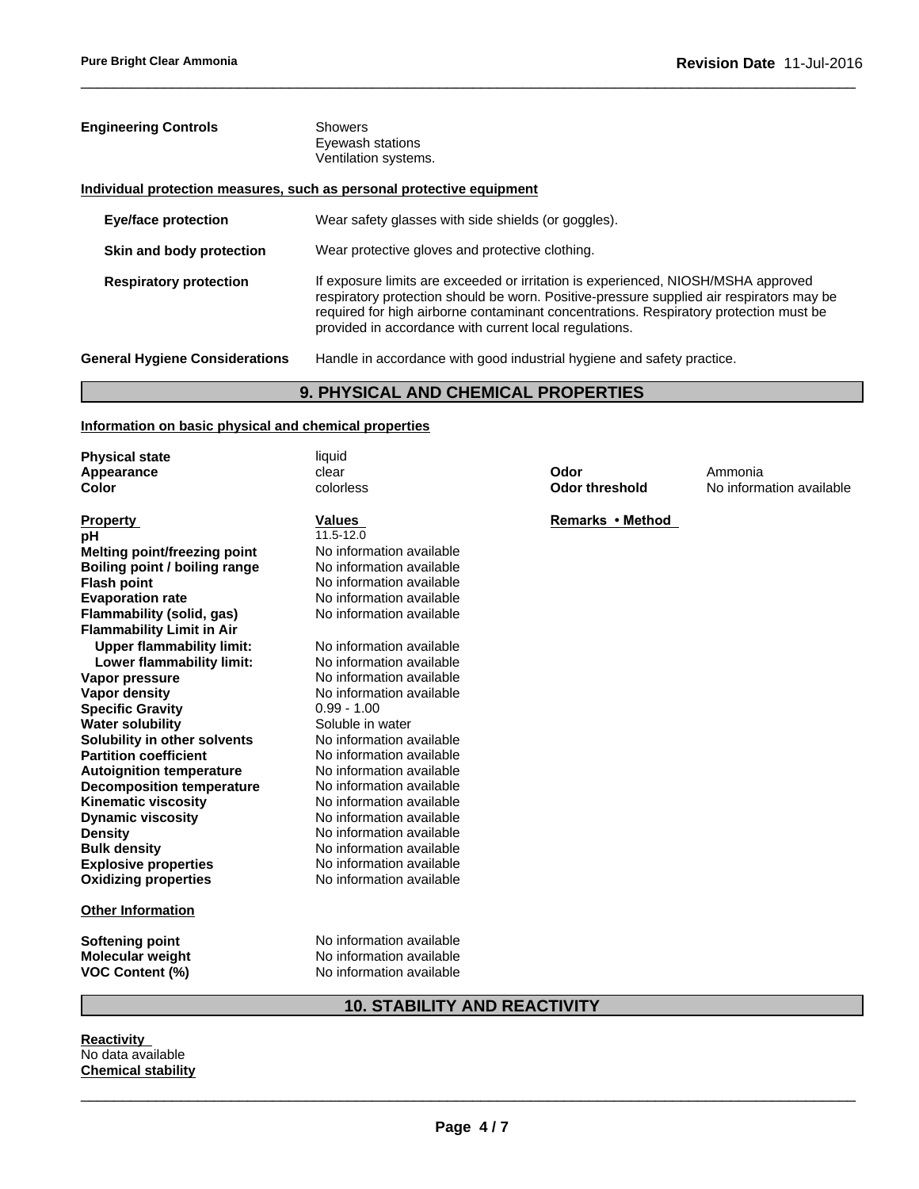**Engineering Controls** Showers
Eyewash stations
Ventilation systems.

**Individual protection measures, such as personal protective equipment**

| | |
|---|---|
| **Eye/face protection** | Wear safety glasses with side shields (or goggles). |
| **Skin and body protection** | Wear protective gloves and protective clothing. |
| **Respiratory protection** | If exposure limits are exceeded or irritation is experienced, NIOSH/MSHA approved respiratory protection should be worn. Positive-pressure supplied air respirators may be required for high airborne contaminant concentrations. Respiratory protection must be provided in accordance with current local regulations. |

**General Hygiene Considerations** Handle in accordance with good industrial hygiene and safety practice.

## 9. PHYSICAL AND CHEMICAL PROPERTIES

**Information on basic physical and chemical properties**

| | | | |
|---|---|---|---|
| **Physical state** | liquid | | |
| **Appearance** | clear | **Odor** | Ammonia |
| **Color** | colorless | **Odor threshold** | No information available |

| **Property** | **Values** | **Remarks • Method** |
|---|---|---|
| **pH** | 11.5-12.0 | |
| **Melting point/freezing point** | No information available | |
| **Boiling point / boiling range** | No information available | |
| **Flash point** | No information available | |
| **Evaporation rate** | No information available | |
| **Flammability (solid, gas)** | No information available | |
| **Flammability Limit in Air** | | |
| **Upper flammability limit:** | No information available | |
| **Lower flammability limit:** | No information available | |
| **Vapor pressure** | No information available | |
| **Vapor density** | No information available | |
| **Specific Gravity** | 0.99 - 1.00 | |
| **Water solubility** | Soluble in water | |
| **Solubility in other solvents** | No information available | |
| **Partition coefficient** | No information available | |
| **Autoignition temperature** | No information available | |
| **Decomposition temperature** | No information available | |
| **Kinematic viscosity** | No information available | |
| **Dynamic viscosity** | No information available | |
| **Density** | No information available | |
| **Bulk density** | No information available | |
| **Explosive properties** | No information available | |
| **Oxidizing properties** | No information available | |

**Other Information**

| | |
|---|---|
| **Softening point** | No information available |
| **Molecular weight** | No information available |
| **VOC Content (%)** | No information available |

## 10. STABILITY AND REACTIVITY

**Reactivity**
No data available
**Chemical stability**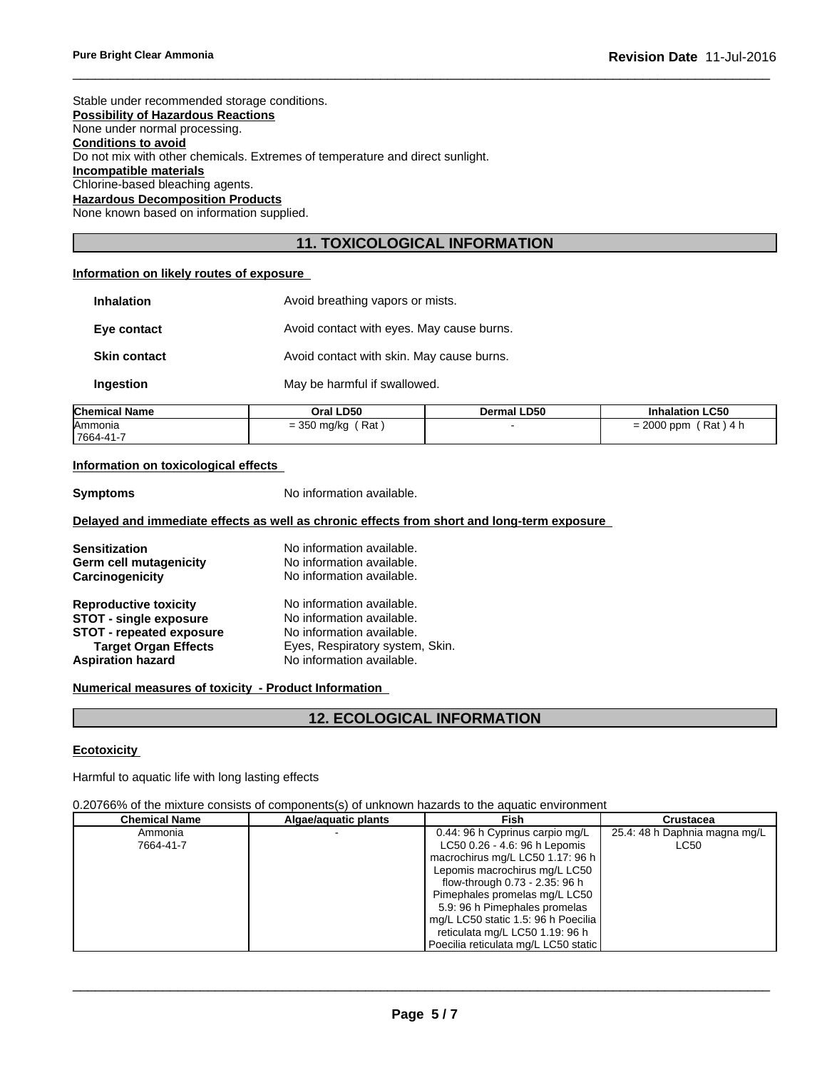Stable under recommended storage conditions.

**Possibility of Hazardous Reactions**

None under normal processing.

**Conditions to avoid**

Do not mix with other chemicals. Extremes of temperature and direct sunlight.

**Incompatible materials**

Chlorine-based bleaching agents.

**Hazardous Decomposition Products**

None known based on information supplied.

## 11. TOXICOLOGICAL INFORMATION

**Information on likely routes of exposure**

| | |
|---|---|
| **Inhalation** | Avoid breathing vapors or mists. |
| **Eye contact** | Avoid contact with eyes. May cause burns. |
| **Skin contact** | Avoid contact with skin. May cause burns. |
| **Ingestion** | May be harmful if swallowed. |

| Chemical Name | Oral LD50 | Dermal LD50 | Inhalation LC50 |
|---|---|---|---|
| Ammonia<br>7664-41-7 | = 350 mg/kg ( Rat ) | - | = 2000 ppm ( Rat ) 4 h |

**Information on toxicological effects**

**Symptoms** No information available.

**Delayed and immediate effects as well as chronic effects from short and long-term exposure**

| | |
|---|---|
| **Sensitization** | No information available. |
| **Germ cell mutagenicity** | No information available. |
| **Carcinogenicity** | No information available. |
| **Reproductive toxicity** | No information available. |
| **STOT - single exposure** | No information available. |
| **STOT - repeated exposure** | No information available. |
| **Target Organ Effects** | Eyes, Respiratory system, Skin. |
| **Aspiration hazard** | No information available. |

**Numerical measures of toxicity - Product Information**

## 12. ECOLOGICAL INFORMATION

**Ecotoxicity**

Harmful to aquatic life with long lasting effects

0.20766% of the mixture consists of components(s) of unknown hazards to the aquatic environment

| Chemical Name | Algae/aquatic plants | Fish | Crustacea |
|---|---|---|---|
| Ammonia<br>7664-41-7 | - | 0.44: 96 h Cyprinus carpio mg/L LC50 0.26 - 4.6: 96 h Lepomis macrochirus mg/L LC50 1.17: 96 h Lepomis macrochirus mg/L LC50 flow-through 0.73 - 2.35: 96 h Pimephales promelas mg/L LC50 5.9: 96 h Pimephales promelas mg/L LC50 static 1.5: 96 h Poecilia reticulata mg/L LC50 1.19: 96 h Poecilia reticulata mg/L LC50 static | 25.4: 48 h Daphnia magna mg/L LC50 |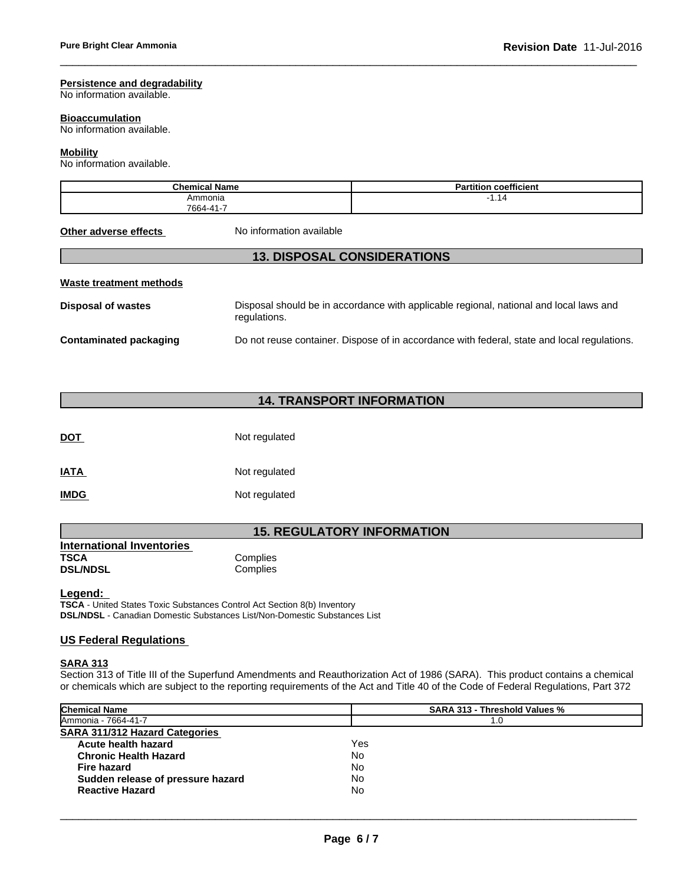#### Persistence and degradability
No information available.

#### Bioaccumulation
No information available.

#### Mobility
No information available.

| Chemical Name | Partition coefficient |
|---|---|
| Ammonia<br>7664-41-7 | -1.14 |

**Other adverse effects** No information available

## 13. DISPOSAL CONSIDERATIONS

#### Waste treatment methods

**Disposal of wastes** Disposal should be in accordance with applicable regional, national and local laws and regulations.

**Contaminated packaging** Do not reuse container. Dispose of in accordance with federal, state and local regulations.

## 14. TRANSPORT INFORMATION

**DOT** Not regulated

**IATA** Not regulated

**IMDG** Not regulated

## 15. REGULATORY INFORMATION

### International Inventories

**TSCA** Complies
**DSL/NDSL** Complies

**Legend:**
**TSCA** - United States Toxic Substances Control Act Section 8(b) Inventory
**DSL/NDSL** - Canadian Domestic Substances List/Non-Domestic Substances List

### US Federal Regulations

#### SARA 313
Section 313 of Title III of the Superfund Amendments and Reauthorization Act of 1986 (SARA). This product contains a chemical or chemicals which are subject to the reporting requirements of the Act and Title 40 of the Code of Federal Regulations, Part 372

| Chemical Name | SARA 313 - Threshold Values % |
|---|---|
| Ammonia - 7664-41-7 | 1.0 |

#### SARA 311/312 Hazard Categories

| | |
|---|---|
| **Acute health hazard** | Yes |
| **Chronic Health Hazard** | No |
| **Fire hazard** | No |
| **Sudden release of pressure hazard** | No |
| **Reactive Hazard** | No |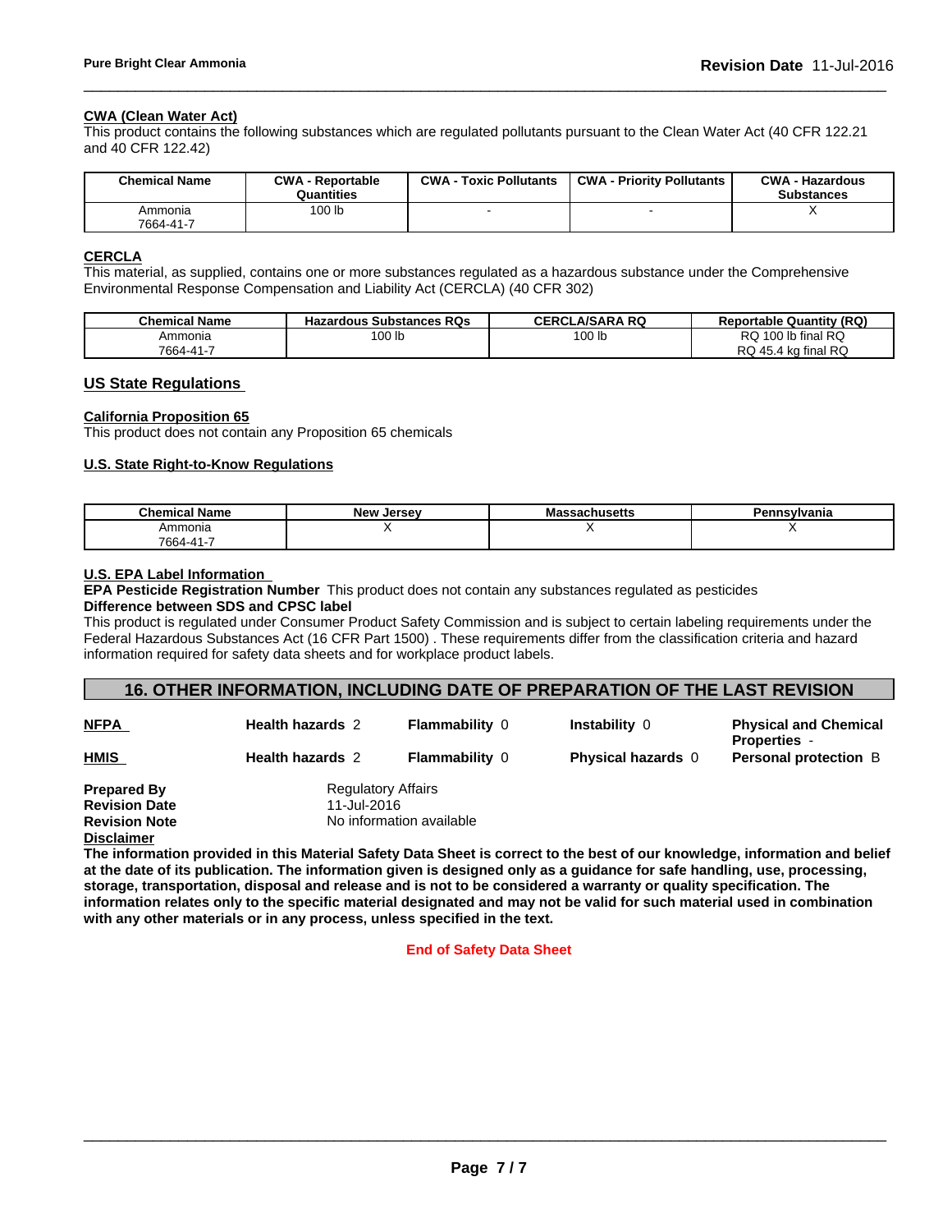#### CWA (Clean Water Act)

This product contains the following substances which are regulated pollutants pursuant to the Clean Water Act (40 CFR 122.21 and 40 CFR 122.42)

| Chemical Name | CWA - Reportable Quantities | CWA - Toxic Pollutants | CWA - Priority Pollutants | CWA - Hazardous Substances |
|---|---|---|---|---|
| Ammonia 7664-41-7 | 100 lb | - | - | X |

#### CERCLA

This material, as supplied, contains one or more substances regulated as a hazardous substance under the Comprehensive Environmental Response Compensation and Liability Act (CERCLA) (40 CFR 302)

| Chemical Name | Hazardous Substances RQs | CERCLA/SARA RQ | Reportable Quantity (RQ) |
|---|---|---|---|
| Ammonia 7664-41-7 | 100 lb | 100 lb | RQ 100 lb final RQ RQ 45.4 kg final RQ |

### US State Regulations

#### California Proposition 65

This product does not contain any Proposition 65 chemicals

#### U.S. State Right-to-Know Regulations

| Chemical Name | New Jersey | Massachusetts | Pennsylvania |
|---|---|---|---|
| Ammonia 7664-41-7 | X | X | X |

#### U.S. EPA Label Information

**EPA Pesticide Registration Number** This product does not contain any substances regulated as pesticides

**Difference between SDS and CPSC label**

This product is regulated under Consumer Product Safety Commission and is subject to certain labeling requirements under the Federal Hazardous Substances Act (16 CFR Part 1500) . These requirements differ from the classification criteria and hazard information required for safety data sheets and for workplace product labels.

## 16. OTHER INFORMATION, INCLUDING DATE OF PREPARATION OF THE LAST REVISION

| | | | | |
|---|---|---|---|---|
| **NFPA** | **Health hazards** 2 | **Flammability** 0 | **Instability** 0 | **Physical and Chemical Properties** - |
| **HMIS** | **Health hazards** 2 | **Flammability** 0 | **Physical hazards** 0 | **Personal protection** B |

**Prepared By** Regulatory Affairs
**Revision Date** 11-Jul-2016
**Revision Note** No information available

**Disclaimer**

**The information provided in this Material Safety Data Sheet is correct to the best of our knowledge, information and belief at the date of its publication. The information given is designed only as a guidance for safe handling, use, processing, storage, transportation, disposal and release and is not to be considered a warranty or quality specification. The information relates only to the specific material designated and may not be valid for such material used in combination with any other materials or in any process, unless specified in the text.**

**End of Safety Data Sheet**